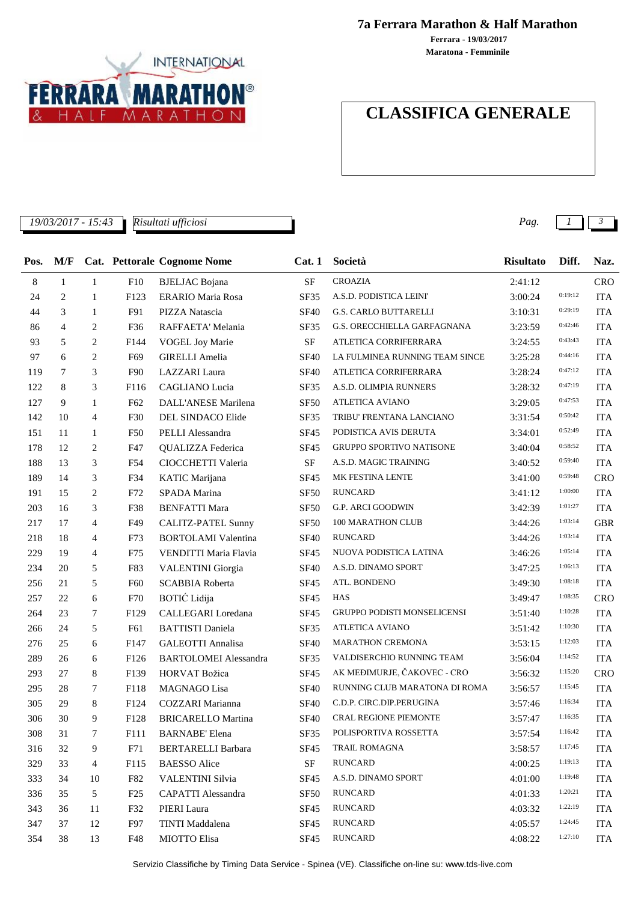# 7a Ferrara Marathon & Half Marathon

**Ferrara - 19/03/2017**
**Maratona - Femminile**

## CLASSIFICA GENERALE

*19/03/2017 - 15:43* *Risultati ufficiosi*

| Pos. | M/F | Cat. | Pettorale | Cognome Nome | Cat. 1 | Società | Risultato | Diff. | Naz. |
|---|---|---|---|---|---|---|---|---|---|
| 8 | 1 | 1 | F10 | BJELJAC Bojana | SF | CROAZIA | 2:41:12 | | CRO |
| 24 | 2 | 1 | F123 | ERARIO Maria Rosa | SF35 | A.S.D. PODISTICA LEINI' | 3:00:24 | 0:19:12 | ITA |
| 44 | 3 | 1 | F91 | PIZZA Natascia | SF40 | G.S. CARLO BUTTARELLI | 3:10:31 | 0:29:19 | ITA |
| 86 | 4 | 2 | F36 | RAFFAETA' Melania | SF35 | G.S. ORECCHIELLA GARFAGNANA | 3:23:59 | 0:42:46 | ITA |
| 93 | 5 | 2 | F144 | VOGEL Joy Marie | SF | ATLETICA CORRIFERRARA | 3:24:55 | 0:43:43 | ITA |
| 97 | 6 | 2 | F69 | GIRELLI Amelia | SF40 | LA FULMINEA RUNNING TEAM SINCE | 3:25:28 | 0:44:16 | ITA |
| 119 | 7 | 3 | F90 | LAZZARI Laura | SF40 | ATLETICA CORRIFERRARA | 3:28:24 | 0:47:12 | ITA |
| 122 | 8 | 3 | F116 | CAGLIANO Lucia | SF35 | A.S.D. OLIMPIA RUNNERS | 3:28:32 | 0:47:19 | ITA |
| 127 | 9 | 1 | F62 | DALL'ANESE Marilena | SF50 | ATLETICA AVIANO | 3:29:05 | 0:47:53 | ITA |
| 142 | 10 | 4 | F30 | DEL SINDACO Elide | SF35 | TRIBU' FRENTANA LANCIANO | 3:31:54 | 0:50:42 | ITA |
| 151 | 11 | 1 | F50 | PELLI Alessandra | SF45 | PODISTICA AVIS DERUTA | 3:34:01 | 0:52:49 | ITA |
| 178 | 12 | 2 | F47 | QUALIZZA Federica | SF45 | GRUPPO SPORTIVO NATISONE | 3:40:04 | 0:58:52 | ITA |
| 188 | 13 | 3 | F54 | CIOCCHETTI Valeria | SF | A.S.D. MAGIC TRAINING | 3:40:52 | 0:59:40 | ITA |
| 189 | 14 | 3 | F34 | KATIC Marijana | SF45 | MK FESTINA LENTE | 3:41:00 | 0:59:48 | CRO |
| 191 | 15 | 2 | F72 | SPADA Marina | SF50 | RUNCARD | 3:41:12 | 1:00:00 | ITA |
| 203 | 16 | 3 | F38 | BENFATTI Mara | SF50 | G.P. ARCI GOODWIN | 3:42:39 | 1:01:27 | ITA |
| 217 | 17 | 4 | F49 | CALITZ-PATEL Sunny | SF50 | 100 MARATHON CLUB | 3:44:26 | 1:03:14 | GBR |
| 218 | 18 | 4 | F73 | BORTOLAMI Valentina | SF40 | RUNCARD | 3:44:26 | 1:03:14 | ITA |
| 229 | 19 | 4 | F75 | VENDITTI Maria Flavia | SF45 | NUOVA PODISTICA LATINA | 3:46:26 | 1:05:14 | ITA |
| 234 | 20 | 5 | F83 | VALENTINI Giorgia | SF40 | A.S.D. DINAMO SPORT | 3:47:25 | 1:06:13 | ITA |
| 256 | 21 | 5 | F60 | SCABBIA Roberta | SF45 | ATL. BONDENO | 3:49:30 | 1:08:18 | ITA |
| 257 | 22 | 6 | F70 | BOTIĆ Lidija | SF45 | HAS | 3:49:47 | 1:08:35 | CRO |
| 264 | 23 | 7 | F129 | CALLEGARI Loredana | SF45 | GRUPPO PODISTI MONSELICENSI | 3:51:40 | 1:10:28 | ITA |
| 266 | 24 | 5 | F61 | BATTISTI Daniela | SF35 | ATLETICA AVIANO | 3:51:42 | 1:10:30 | ITA |
| 276 | 25 | 6 | F147 | GALEOTTI Annalisa | SF40 | MARATHON CREMONA | 3:53:15 | 1:12:03 | ITA |
| 289 | 26 | 6 | F126 | BARTOLOMEI Alessandra | SF35 | VALDISERCHIO RUNNING TEAM | 3:56:04 | 1:14:52 | ITA |
| 293 | 27 | 8 | F139 | HORVAT Božica | SF45 | AK MEĐIMURJE, ČAKOVEC - CRO | 3:56:32 | 1:15:20 | CRO |
| 295 | 28 | 7 | F118 | MAGNAGO Lisa | SF40 | RUNNING CLUB MARATONA DI ROMA | 3:56:57 | 1:15:45 | ITA |
| 305 | 29 | 8 | F124 | COZZARI Marianna | SF40 | C.D.P. CIRC.DIP.PERUGINA | 3:57:46 | 1:16:34 | ITA |
| 306 | 30 | 9 | F128 | BRICARELLO Martina | SF40 | CRAL REGIONE PIEMONTE | 3:57:47 | 1:16:35 | ITA |
| 308 | 31 | 7 | F111 | BARNABE' Elena | SF35 | POLISPORTIVA ROSSETTA | 3:57:54 | 1:16:42 | ITA |
| 316 | 32 | 9 | F71 | BERTARELLI Barbara | SF45 | TRAIL ROMAGNA | 3:58:57 | 1:17:45 | ITA |
| 329 | 33 | 4 | F115 | BAESSO Alice | SF | RUNCARD | 4:00:25 | 1:19:13 | ITA |
| 333 | 34 | 10 | F82 | VALENTINI Silvia | SF45 | A.S.D. DINAMO SPORT | 4:01:00 | 1:19:48 | ITA |
| 336 | 35 | 5 | F25 | CAPATTI Alessandra | SF50 | RUNCARD | 4:01:33 | 1:20:21 | ITA |
| 343 | 36 | 11 | F32 | PIERI Laura | SF45 | RUNCARD | 4:03:32 | 1:22:19 | ITA |
| 347 | 37 | 12 | F97 | TINTI Maddalena | SF45 | RUNCARD | 4:05:57 | 1:24:45 | ITA |
| 354 | 38 | 13 | F48 | MIOTTO Elisa | SF45 | RUNCARD | 4:08:22 | 1:27:10 | ITA |

Servizio Classifiche by Timing Data Service - Spinea (VE). Classifiche on-line su: www.tds-live.com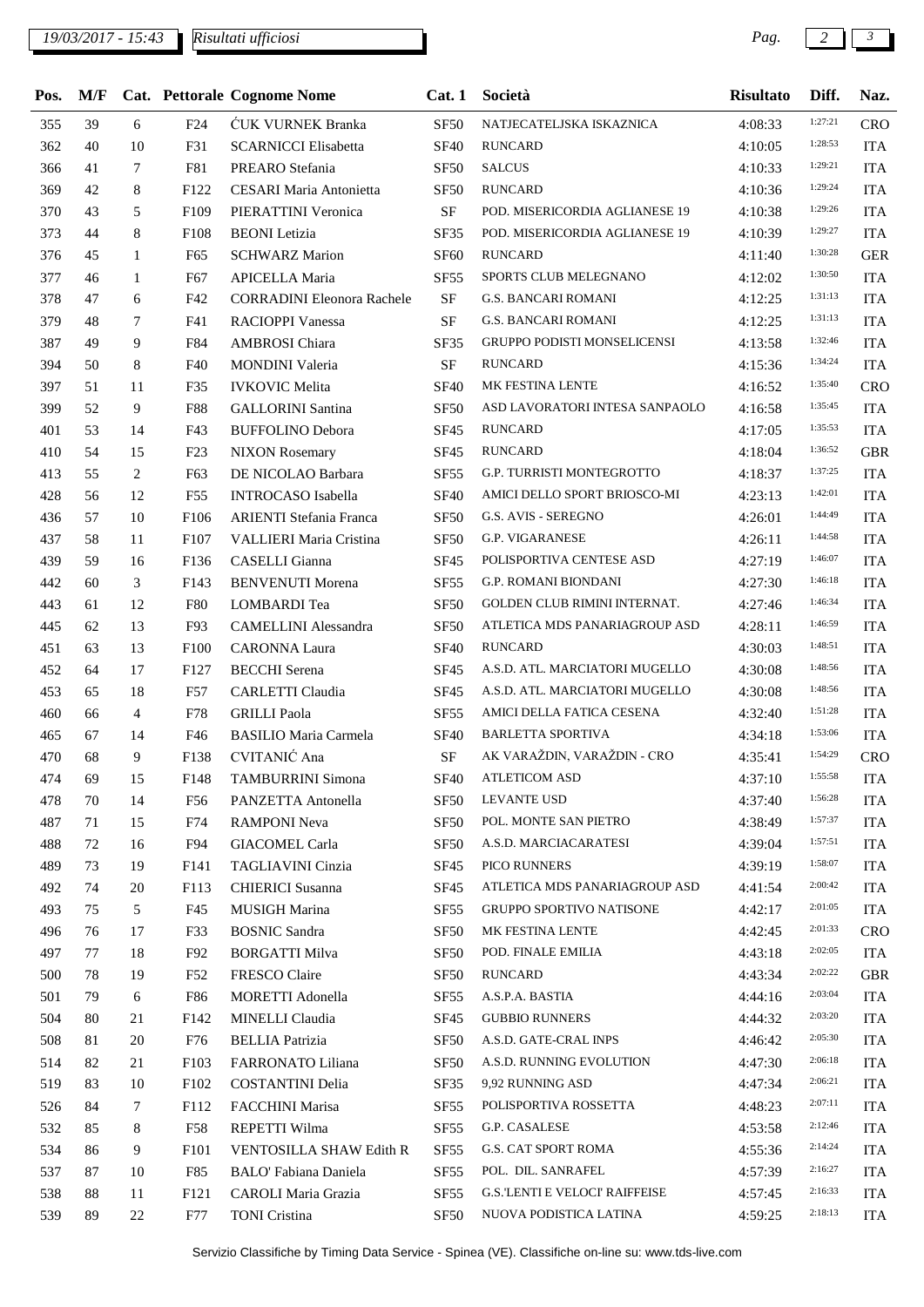| Pos. | M/F | Cat. | Pettorale | Cognome Nome | Cat. 1 | Società | Risultato | Diff. | Naz. |
|---|---|---|---|---|---|---|---|---|---|
| 355 | 39 | 6 | F24 | ĆUK VURNEK Branka | SF50 | NATJECATELJSKA ISKAZNICA | 4:08:33 | 1:27:21 | CRO |
| 362 | 40 | 10 | F31 | SCARNICCI Elisabetta | SF40 | RUNCARD | 4:10:05 | 1:28:53 | ITA |
| 366 | 41 | 7 | F81 | PREARO Stefania | SF50 | SALCUS | 4:10:33 | 1:29:21 | ITA |
| 369 | 42 | 8 | F122 | CESARI Maria Antonietta | SF50 | RUNCARD | 4:10:36 | 1:29:24 | ITA |
| 370 | 43 | 5 | F109 | PIERATTINI Veronica | SF | POD. MISERICORDIA AGLIANESE 19 | 4:10:38 | 1:29:26 | ITA |
| 373 | 44 | 8 | F108 | BEONI Letizia | SF35 | POD. MISERICORDIA AGLIANESE 19 | 4:10:39 | 1:29:27 | ITA |
| 376 | 45 | 1 | F65 | SCHWARZ Marion | SF60 | RUNCARD | 4:11:40 | 1:30:28 | GER |
| 377 | 46 | 1 | F67 | APICELLA Maria | SF55 | SPORTS CLUB MELEGNANO | 4:12:02 | 1:30:50 | ITA |
| 378 | 47 | 6 | F42 | CORRADINI Eleonora Rachele | SF | G.S. BANCARI ROMANI | 4:12:25 | 1:31:13 | ITA |
| 379 | 48 | 7 | F41 | RACIOPPI Vanessa | SF | G.S. BANCARI ROMANI | 4:12:25 | 1:31:13 | ITA |
| 387 | 49 | 9 | F84 | AMBROSI Chiara | SF35 | GRUPPO PODISTI MONSELICENSI | 4:13:58 | 1:32:46 | ITA |
| 394 | 50 | 8 | F40 | MONDINI Valeria | SF | RUNCARD | 4:15:36 | 1:34:24 | ITA |
| 397 | 51 | 11 | F35 | IVKOVIC Melita | SF40 | MK FESTINA LENTE | 4:16:52 | 1:35:40 | CRO |
| 399 | 52 | 9 | F88 | GALLORINI Santina | SF50 | ASD LAVORATORI INTESA SANPAOLO | 4:16:58 | 1:35:45 | ITA |
| 401 | 53 | 14 | F43 | BUFFOLINO Debora | SF45 | RUNCARD | 4:17:05 | 1:35:53 | ITA |
| 410 | 54 | 15 | F23 | NIXON Rosemary | SF45 | RUNCARD | 4:18:04 | 1:36:52 | GBR |
| 413 | 55 | 2 | F63 | DE NICOLAO Barbara | SF55 | G.P. TURRISTI MONTEGROTTO | 4:18:37 | 1:37:25 | ITA |
| 428 | 56 | 12 | F55 | INTROCASO Isabella | SF40 | AMICI DELLO SPORT BRIOSCO-MI | 4:23:13 | 1:42:01 | ITA |
| 436 | 57 | 10 | F106 | ARIENTI Stefania Franca | SF50 | G.S. AVIS - SEREGNO | 4:26:01 | 1:44:49 | ITA |
| 437 | 58 | 11 | F107 | VALLIERI Maria Cristina | SF50 | G.P. VIGARANESE | 4:26:11 | 1:44:58 | ITA |
| 439 | 59 | 16 | F136 | CASELLI Gianna | SF45 | POLISPORTIVA CENTESE ASD | 4:27:19 | 1:46:07 | ITA |
| 442 | 60 | 3 | F143 | BENVENUTI Morena | SF55 | G.P. ROMANI BIONDANI | 4:27:30 | 1:46:18 | ITA |
| 443 | 61 | 12 | F80 | LOMBARDI Tea | SF50 | GOLDEN CLUB RIMINI INTERNAT. | 4:27:46 | 1:46:34 | ITA |
| 445 | 62 | 13 | F93 | CAMELLINI Alessandra | SF50 | ATLETICA MDS PANARIAGROUP ASD | 4:28:11 | 1:46:59 | ITA |
| 451 | 63 | 13 | F100 | CARONNA Laura | SF40 | RUNCARD | 4:30:03 | 1:48:51 | ITA |
| 452 | 64 | 17 | F127 | BECCHI Serena | SF45 | A.S.D. ATL. MARCIATORI MUGELLO | 4:30:08 | 1:48:56 | ITA |
| 453 | 65 | 18 | F57 | CARLETTI Claudia | SF45 | A.S.D. ATL. MARCIATORI MUGELLO | 4:30:08 | 1:48:56 | ITA |
| 460 | 66 | 4 | F78 | GRILLI Paola | SF55 | AMICI DELLA FATICA CESENA | 4:32:40 | 1:51:28 | ITA |
| 465 | 67 | 14 | F46 | BASILIO Maria Carmela | SF40 | BARLETTA SPORTIVA | 4:34:18 | 1:53:06 | ITA |
| 470 | 68 | 9 | F138 | CVITANIĆ Ana | SF | AK VARAŽDIN, VARAŽDIN - CRO | 4:35:41 | 1:54:29 | CRO |
| 474 | 69 | 15 | F148 | TAMBURRINI Simona | SF40 | ATLETICOM ASD | 4:37:10 | 1:55:58 | ITA |
| 478 | 70 | 14 | F56 | PANZETTA Antonella | SF50 | LEVANTE USD | 4:37:40 | 1:56:28 | ITA |
| 487 | 71 | 15 | F74 | RAMPONI Neva | SF50 | POL. MONTE SAN PIETRO | 4:38:49 | 1:57:37 | ITA |
| 488 | 72 | 16 | F94 | GIACOMEL Carla | SF50 | A.S.D. MARCIACARATESI | 4:39:04 | 1:57:51 | ITA |
| 489 | 73 | 19 | F141 | TAGLIAVINI Cinzia | SF45 | PICO RUNNERS | 4:39:19 | 1:58:07 | ITA |
| 492 | 74 | 20 | F113 | CHIERICI Susanna | SF45 | ATLETICA MDS PANARIAGROUP ASD | 4:41:54 | 2:00:42 | ITA |
| 493 | 75 | 5 | F45 | MUSIGH Marina | SF55 | GRUPPO SPORTIVO NATISONE | 4:42:17 | 2:01:05 | ITA |
| 496 | 76 | 17 | F33 | BOSNIC Sandra | SF50 | MK FESTINA LENTE | 4:42:45 | 2:01:33 | CRO |
| 497 | 77 | 18 | F92 | BORGATTI Milva | SF50 | POD. FINALE EMILIA | 4:43:18 | 2:02:05 | ITA |
| 500 | 78 | 19 | F52 | FRESCO Claire | SF50 | RUNCARD | 4:43:34 | 2:02:22 | GBR |
| 501 | 79 | 6 | F86 | MORETTI Adonella | SF55 | A.S.P.A. BASTIA | 4:44:16 | 2:03:04 | ITA |
| 504 | 80 | 21 | F142 | MINELLI Claudia | SF45 | GUBBIO RUNNERS | 4:44:32 | 2:03:20 | ITA |
| 508 | 81 | 20 | F76 | BELLIA Patrizia | SF50 | A.S.D. GATE-CRAL INPS | 4:46:42 | 2:05:30 | ITA |
| 514 | 82 | 21 | F103 | FARRONATO Liliana | SF50 | A.S.D. RUNNING EVOLUTION | 4:47:30 | 2:06:18 | ITA |
| 519 | 83 | 10 | F102 | COSTANTINI Delia | SF35 | 9,92 RUNNING ASD | 4:47:34 | 2:06:21 | ITA |
| 526 | 84 | 7 | F112 | FACCHINI Marisa | SF55 | POLISPORTIVA ROSSETTA | 4:48:23 | 2:07:11 | ITA |
| 532 | 85 | 8 | F58 | REPETTI Wilma | SF55 | G.P. CASALESE | 4:53:58 | 2:12:46 | ITA |
| 534 | 86 | 9 | F101 | VENTOSILLA SHAW Edith R | SF55 | G.S. CAT SPORT ROMA | 4:55:36 | 2:14:24 | ITA |
| 537 | 87 | 10 | F85 | BALO' Fabiana Daniela | SF55 | POL. DIL. SANRAFEL | 4:57:39 | 2:16:27 | ITA |
| 538 | 88 | 11 | F121 | CAROLI Maria Grazia | SF55 | G.S.'LENTI E VELOCI' RAIFFEISE | 4:57:45 | 2:16:33 | ITA |
| 539 | 89 | 22 | F77 | TONI Cristina | SF50 | NUOVA PODISTICA LATINA | 4:59:25 | 2:18:13 | ITA |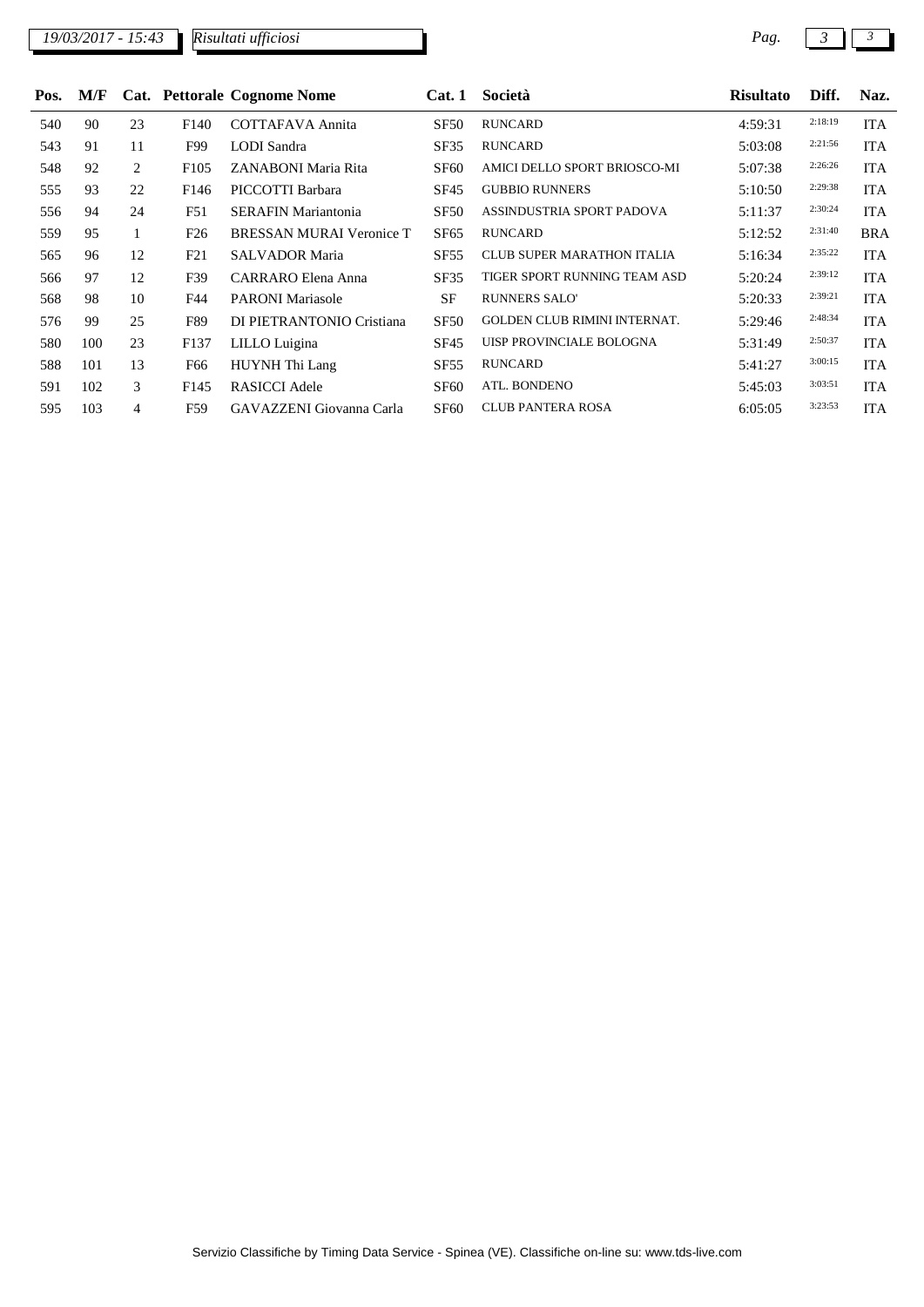| Pos. | M/F | Cat. | Pettorale | Cognome Nome | Cat. 1 | Società | Risultato | Diff. | Naz. |
|---|---|---|---|---|---|---|---|---|---|
| 540 | 90 | 23 | F140 | COTTAFAVA Annita | SF50 | RUNCARD | 4:59:31 | 2:18:19 | ITA |
| 543 | 91 | 11 | F99 | LODI Sandra | SF35 | RUNCARD | 5:03:08 | 2:21:56 | ITA |
| 548 | 92 | 2 | F105 | ZANABONI Maria Rita | SF60 | AMICI DELLO SPORT BRIOSCO-MI | 5:07:38 | 2:26:26 | ITA |
| 555 | 93 | 22 | F146 | PICCOTTI Barbara | SF45 | GUBBIO RUNNERS | 5:10:50 | 2:29:38 | ITA |
| 556 | 94 | 24 | F51 | SERAFIN Mariantonia | SF50 | ASSINDUSTRIA SPORT PADOVA | 5:11:37 | 2:30:24 | ITA |
| 559 | 95 | 1 | F26 | BRESSAN MURAI Veronice T | SF65 | RUNCARD | 5:12:52 | 2:31:40 | BRA |
| 565 | 96 | 12 | F21 | SALVADOR Maria | SF55 | CLUB SUPER MARATHON ITALIA | 5:16:34 | 2:35:22 | ITA |
| 566 | 97 | 12 | F39 | CARRARO Elena Anna | SF35 | TIGER SPORT RUNNING TEAM ASD | 5:20:24 | 2:39:12 | ITA |
| 568 | 98 | 10 | F44 | PARONI Mariasole | SF | RUNNERS SALO' | 5:20:33 | 2:39:21 | ITA |
| 576 | 99 | 25 | F89 | DI PIETRANTONIO Cristiana | SF50 | GOLDEN CLUB RIMINI INTERNAT. | 5:29:46 | 2:48:34 | ITA |
| 580 | 100 | 23 | F137 | LILLO Luigina | SF45 | UISP PROVINCIALE BOLOGNA | 5:31:49 | 2:50:37 | ITA |
| 588 | 101 | 13 | F66 | HUYNH Thi Lang | SF55 | RUNCARD | 5:41:27 | 3:00:15 | ITA |
| 591 | 102 | 3 | F145 | RASICCI Adele | SF60 | ATL. BONDENO | 5:45:03 | 3:03:51 | ITA |
| 595 | 103 | 4 | F59 | GAVAZZENI Giovanna Carla | SF60 | CLUB PANTERA ROSA | 6:05:05 | 3:23:53 | ITA |

Servizio Classifiche by Timing Data Service - Spinea (VE). Classifiche on-line su: www.tds-live.com